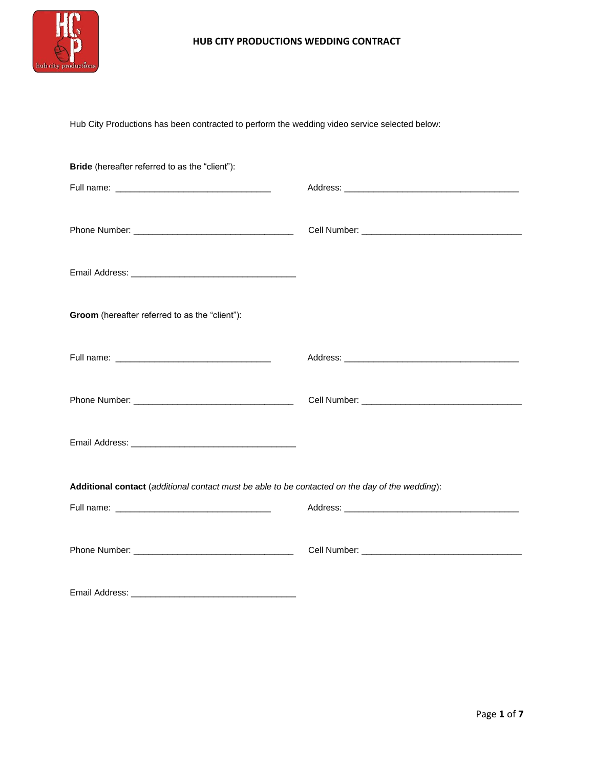# HUB CITY PRODUCTIONS WEDDING CONTRACT

Hub City Productions has been contracted to perform the wedding video service selected below:

**Bride** (hereafter referred to as the "client"):

Full name: ________________________________ Address: ____________________________________

Phone Number: _________________________________ Cell Number: _________________________________

Email Address: __________________________________

**Groom** (hereafter referred to as the "client"):

Full name: ________________________________ Address: ____________________________________

Phone Number: _________________________________ Cell Number: _________________________________

Email Address: __________________________________

**Additional contact** (*additional contact must be able to be contacted on the day of the wedding*):

Full name: ________________________________ Address: ____________________________________

Phone Number: _________________________________ Cell Number: _________________________________

Email Address: __________________________________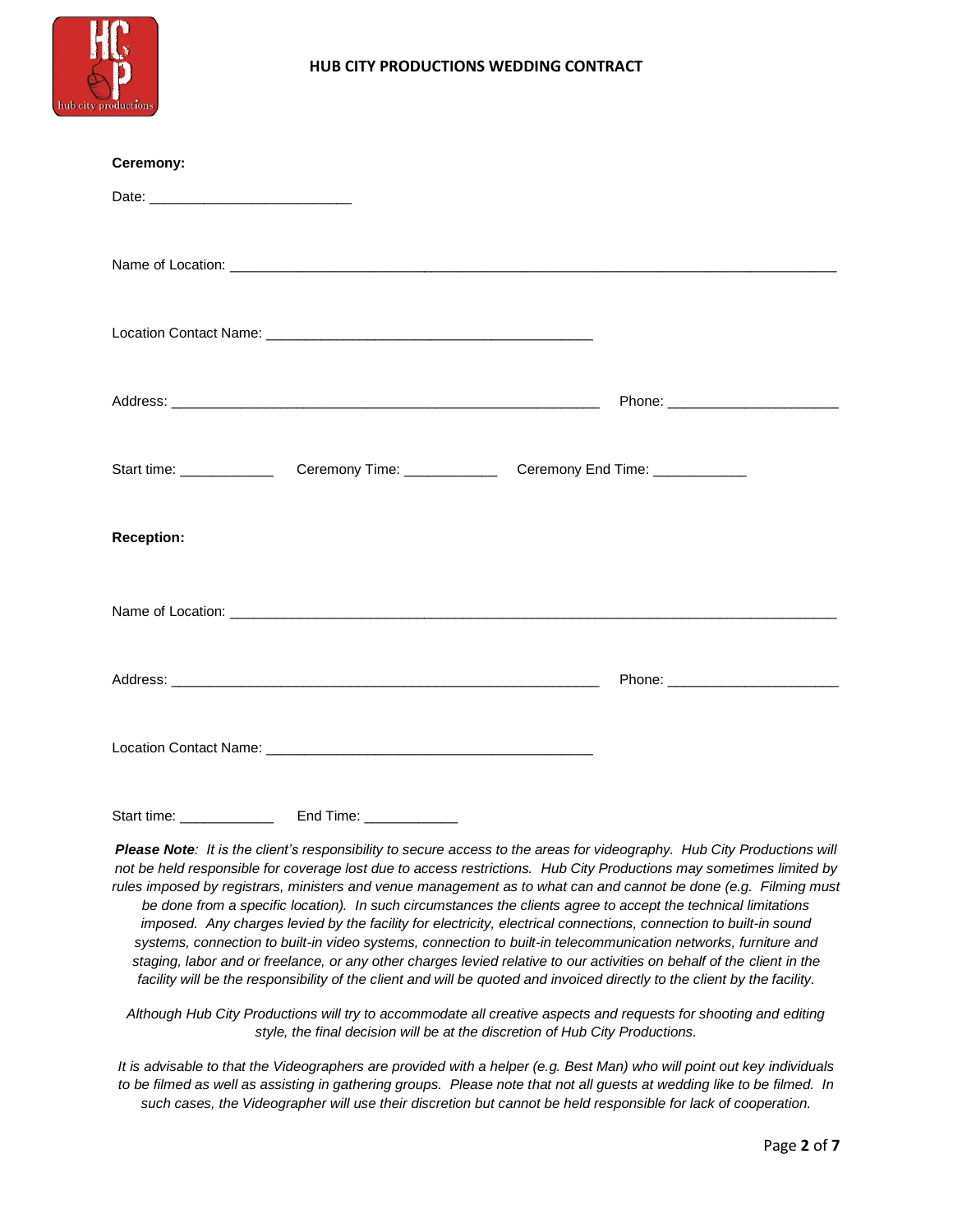# HUB CITY PRODUCTIONS WEDDING CONTRACT

**Ceremony:**

Date: _________________________

Name of Location: ___________________________________________________________________________

Location Contact Name: ________________________________________

Address: _____________________________________________________ Phone: _____________________

Start time: ____________ Ceremony Time: ____________ Ceremony End Time: ____________

**Reception:**

Name of Location: ___________________________________________________________________________

Address: _____________________________________________________ Phone: _____________________

Location Contact Name: ________________________________________

Start time: ____________ End Time: ____________

***Please Note**: It is the client's responsibility to secure access to the areas for videography. Hub City Productions will not be held responsible for coverage lost due to access restrictions. Hub City Productions may sometimes limited by rules imposed by registrars, ministers and venue management as to what can and cannot be done (e.g. Filming must be done from a specific location). In such circumstances the clients agree to accept the technical limitations imposed. Any charges levied by the facility for electricity, electrical connections, connection to built-in sound systems, connection to built-in video systems, connection to built-in telecommunication networks, furniture and staging, labor and or freelance, or any other charges levied relative to our activities on behalf of the client in the facility will be the responsibility of the client and will be quoted and invoiced directly to the client by the facility.*

*Although Hub City Productions will try to accommodate all creative aspects and requests for shooting and editing style, the final decision will be at the discretion of Hub City Productions.*

*It is advisable to that the Videographers are provided with a helper (e.g. Best Man) who will point out key individuals to be filmed as well as assisting in gathering groups. Please note that not all guests at wedding like to be filmed. In such cases, the Videographer will use their discretion but cannot be held responsible for lack of cooperation.*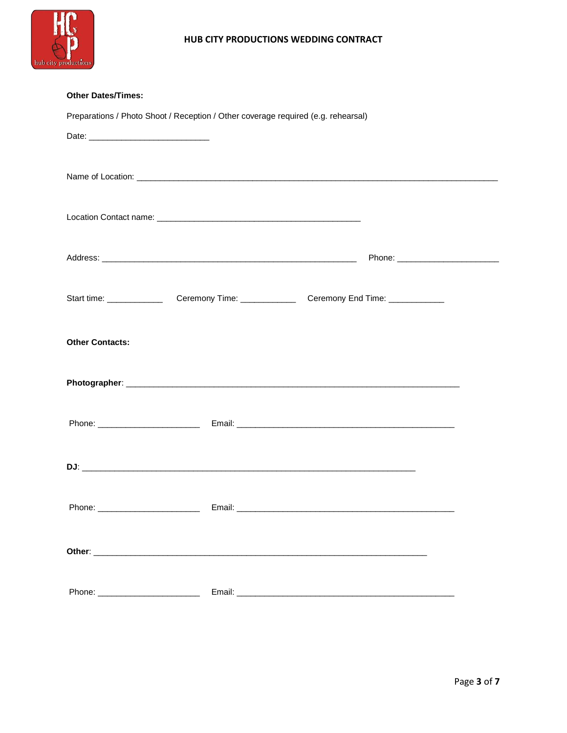**Other Dates/Times:**

Preparations / Photo Shoot / Reception / Other coverage required (e.g. rehearsal)

Date: ___________________________

Name of Location: ___________________________________________________________________________________

Location Contact name: ______________________________________________

Address: _________________________________________________________ Phone: _______________________

Start time: ____________ Ceremony Time: ____________ Ceremony End Time: ____________

**Other Contacts:**

**Photographer**: ___________________________________________________________________________

Phone: _______________________ Email: _________________________________________________

**DJ**: ___________________________________________________________________________

Phone: _______________________ Email: _________________________________________________

**Other**: ___________________________________________________________________________

Phone: _______________________ Email: _________________________________________________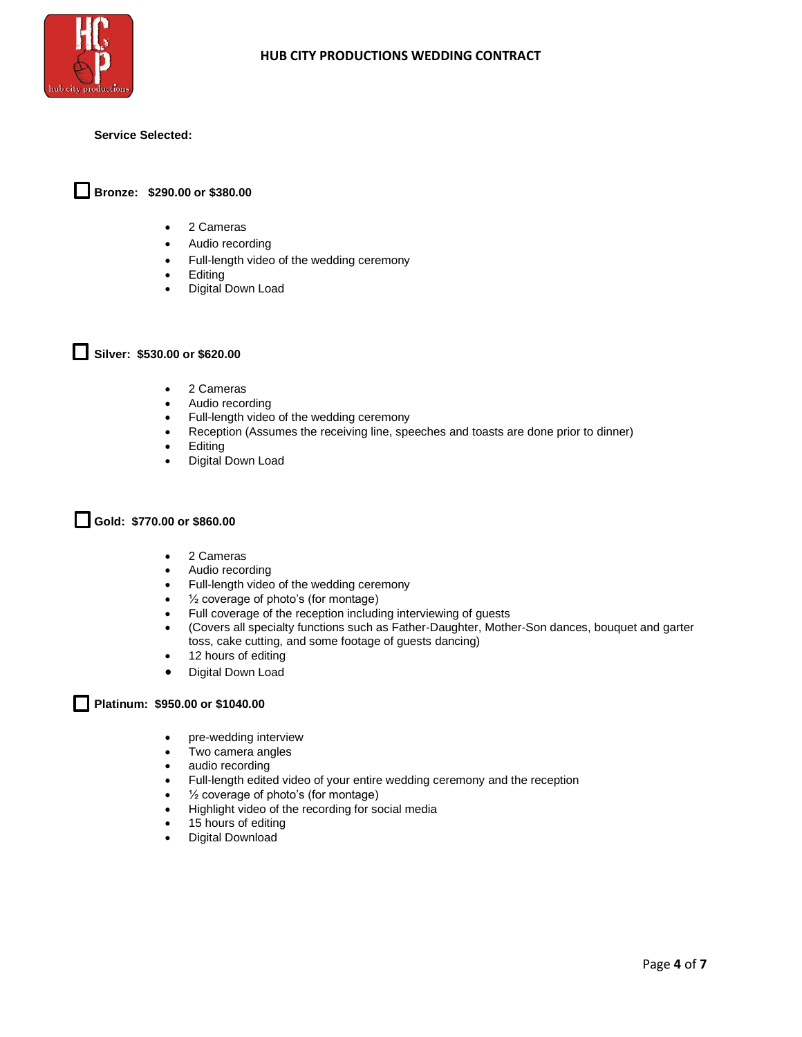# HUB CITY PRODUCTIONS WEDDING CONTRACT

**Service Selected:**

☐ **Bronze: $290.00 or $380.00**

- 2 Cameras
- Audio recording
- Full-length video of the wedding ceremony
- Editing
- Digital Down Load

☐ **Silver: $530.00 or $620.00**

- 2 Cameras
- Audio recording
- Full-length video of the wedding ceremony
- Reception (Assumes the receiving line, speeches and toasts are done prior to dinner)
- Editing
- Digital Down Load

☐ **Gold: $770.00 or $860.00**

- 2 Cameras
- Audio recording
- Full-length video of the wedding ceremony
- ½ coverage of photo's (for montage)
- Full coverage of the reception including interviewing of guests
- (Covers all specialty functions such as Father-Daughter, Mother-Son dances, bouquet and garter toss, cake cutting, and some footage of guests dancing)
- 12 hours of editing
- Digital Down Load

☐ **Platinum: $950.00 or $1040.00**

- pre-wedding interview
- Two camera angles
- audio recording
- Full-length edited video of your entire wedding ceremony and the reception
- ½ coverage of photo's (for montage)
- Highlight video of the recording for social media
- 15 hours of editing
- Digital Download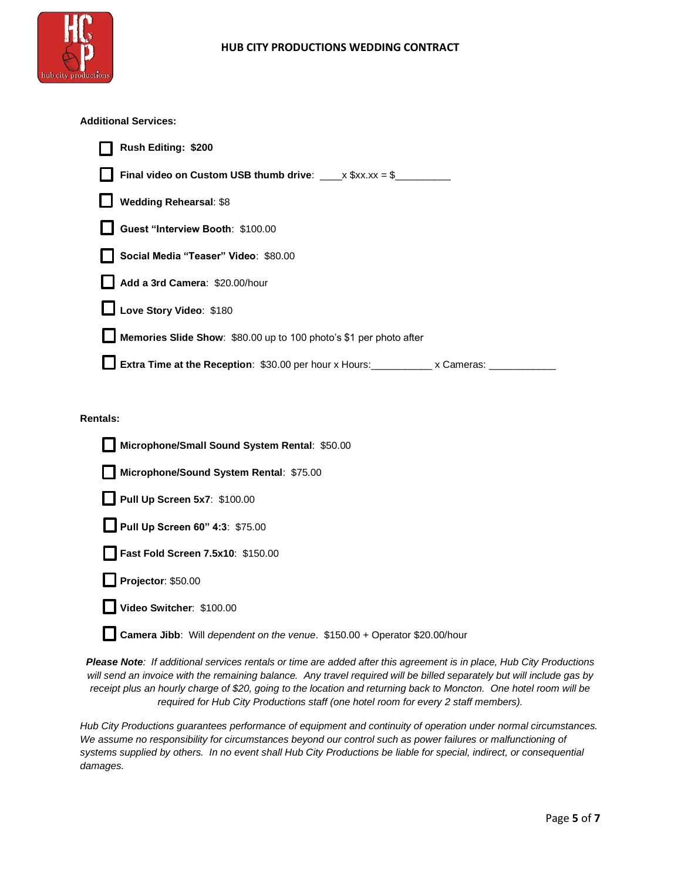HUB CITY PRODUCTIONS WEDDING CONTRACT

**Additional Services:**

- ☐ **Rush Editing: $200**
- ☐ **Final video on Custom USB thumb drive**: ____x $xx.xx = $__________
- ☐ **Wedding Rehearsal**: $8
- ☐ **Guest "Interview Booth**: $100.00
- ☐ **Social Media "Teaser" Video**: $80.00
- ☐ **Add a 3rd Camera**: $20.00/hour
- ☐ **Love Story Video**: $180
- ☐ **Memories Slide Show**: $80.00 up to 100 photo's $1 per photo after
- ☐ **Extra Time at the Reception**: $30.00 per hour x Hours:___________ x Cameras: ____________

**Rentals:**

- ☐ **Microphone/Small Sound System Rental**: $50.00
- ☐ **Microphone/Sound System Rental**: $75.00
- ☐ **Pull Up Screen 5x7**: $100.00
- ☐ **Pull Up Screen 60" 4:3**: $75.00
- ☐ **Fast Fold Screen 7.5x10**: $150.00
- ☐ **Projector**: $50.00
- ☐ **Video Switcher**: $100.00
- ☐ **Camera Jibb**: Will *dependent on the venue*. $150.00 + Operator $20.00/hour

***Please Note**: If additional services rentals or time are added after this agreement is in place, Hub City Productions will send an invoice with the remaining balance. Any travel required will be billed separately but will include gas by receipt plus an hourly charge of $20, going to the location and returning back to Moncton. One hotel room will be required for Hub City Productions staff (one hotel room for every 2 staff members).*

*Hub City Productions guarantees performance of equipment and continuity of operation under normal circumstances. We assume no responsibility for circumstances beyond our control such as power failures or malfunctioning of systems supplied by others. In no event shall Hub City Productions be liable for special, indirect, or consequential damages.*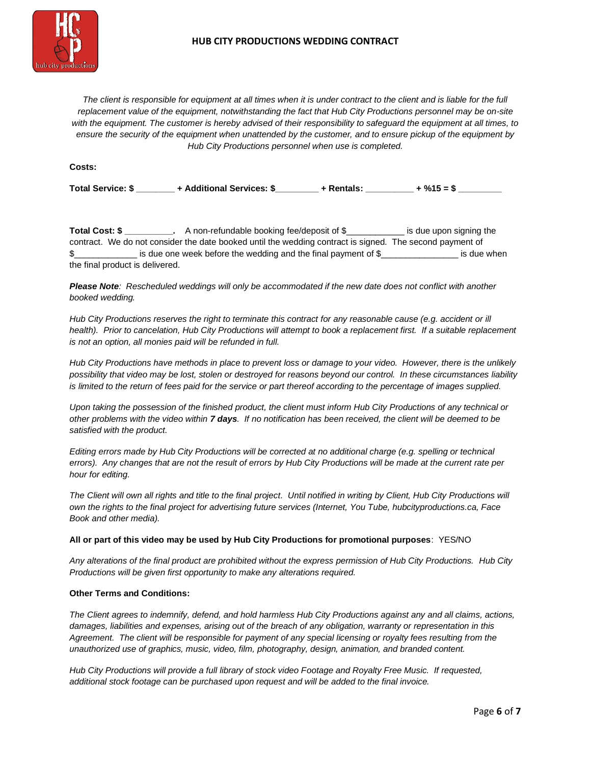*The client is responsible for equipment at all times when it is under contract to the client and is liable for the full replacement value of the equipment, notwithstanding the fact that Hub City Productions personnel may be on-site with the equipment. The customer is hereby advised of their responsibility to safeguard the equipment at all times, to ensure the security of the equipment when unattended by the customer, and to ensure pickup of the equipment by Hub City Productions personnel when use is completed.*

**Costs:**

**Total Service: $ ________ + Additional Services: $_________ + Rentals: __________ + %15 = $ _________**

**Total Cost: $ __________.** A non-refundable booking fee/deposit of $____________ is due upon signing the contract. We do not consider the date booked until the wedding contract is signed. The second payment of $_____________ is due one week before the wedding and the final payment of $________________ is due when the final product is delivered.

***Please Note****: Rescheduled weddings will only be accommodated if the new date does not conflict with another booked wedding.*

*Hub City Productions reserves the right to terminate this contract for any reasonable cause (e.g. accident or ill health). Prior to cancelation, Hub City Productions will attempt to book a replacement first. If a suitable replacement is not an option, all monies paid will be refunded in full.*

*Hub City Productions have methods in place to prevent loss or damage to your video. However, there is the unlikely possibility that video may be lost, stolen or destroyed for reasons beyond our control. In these circumstances liability is limited to the return of fees paid for the service or part thereof according to the percentage of images supplied.*

*Upon taking the possession of the finished product, the client must inform Hub City Productions of any technical or other problems with the video within* ***7 days****. If no notification has been received, the client will be deemed to be satisfied with the product.*

*Editing errors made by Hub City Productions will be corrected at no additional charge (e.g. spelling or technical errors). Any changes that are not the result of errors by Hub City Productions will be made at the current rate per hour for editing.*

*The Client will own all rights and title to the final project. Until notified in writing by Client, Hub City Productions will own the rights to the final project for advertising future services (Internet, You Tube, hubcityproductions.ca, Face Book and other media).*

**All or part of this video may be used by Hub City Productions for promotional purposes**: YES/NO

*Any alterations of the final product are prohibited without the express permission of Hub City Productions. Hub City Productions will be given first opportunity to make any alterations required.*

**Other Terms and Conditions:**

*The Client agrees to indemnify, defend, and hold harmless Hub City Productions against any and all claims, actions, damages, liabilities and expenses, arising out of the breach of any obligation, warranty or representation in this Agreement. The client will be responsible for payment of any special licensing or royalty fees resulting from the unauthorized use of graphics, music, video, film, photography, design, animation, and branded content.*

*Hub City Productions will provide a full library of stock video Footage and Royalty Free Music. If requested, additional stock footage can be purchased upon request and will be added to the final invoice.*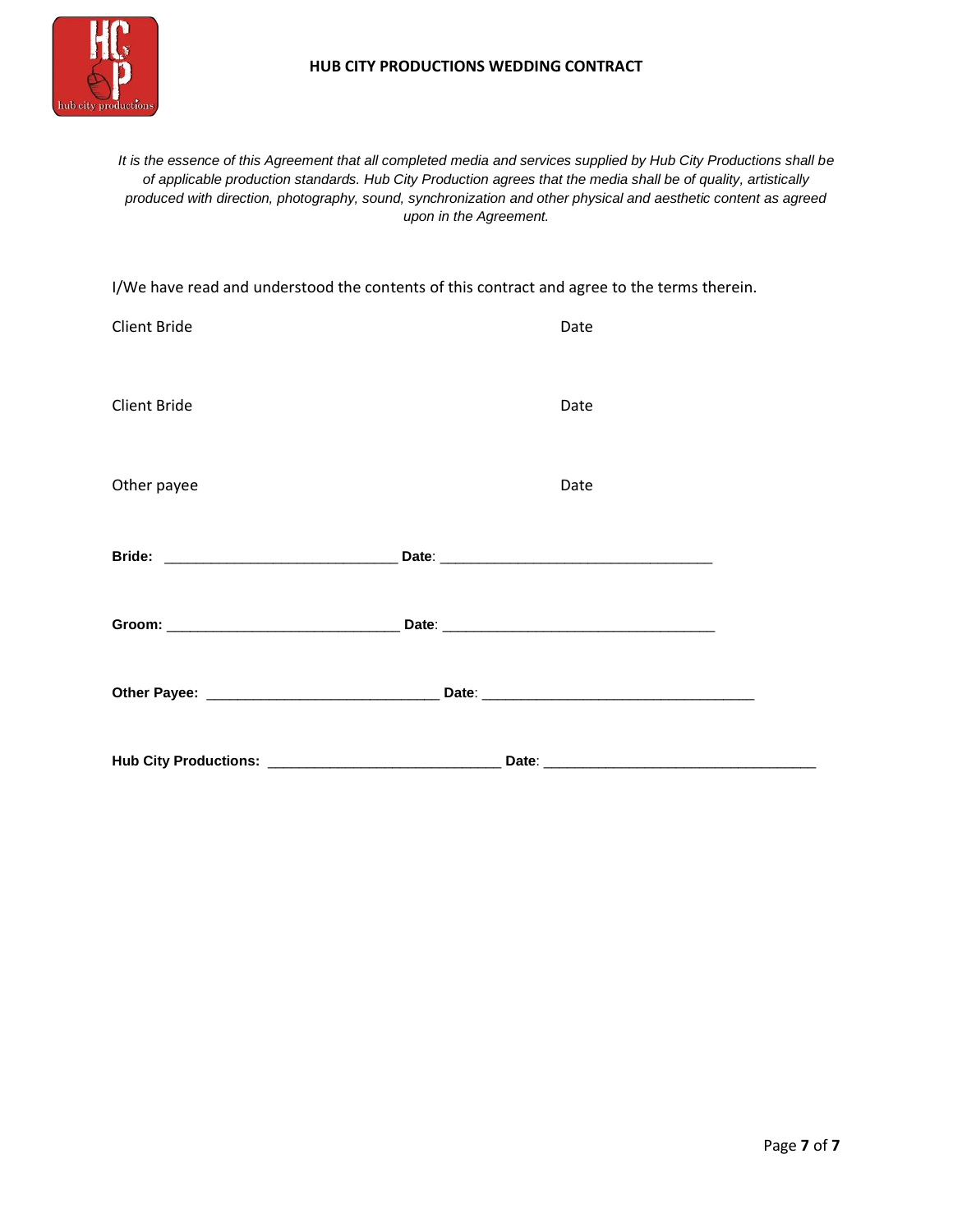# HUB CITY PRODUCTIONS WEDDING CONTRACT

*It is the essence of this Agreement that all completed media and services supplied by Hub City Productions shall be of applicable production standards. Hub City Production agrees that the media shall be of quality, artistically produced with direction, photography, sound, synchronization and other physical and aesthetic content as agreed upon in the Agreement.*

I/We have read and understood the contents of this contract and agree to the terms therein.

Client Bride Date

Client Bride Date

Other payee Date

**Bride:** ______________________________ **Date**: ___________________________________

**Groom:** ______________________________ **Date**: ___________________________________

**Other Payee:** ______________________________ **Date**: ___________________________________

**Hub City Productions:** ______________________________ **Date**: ___________________________________